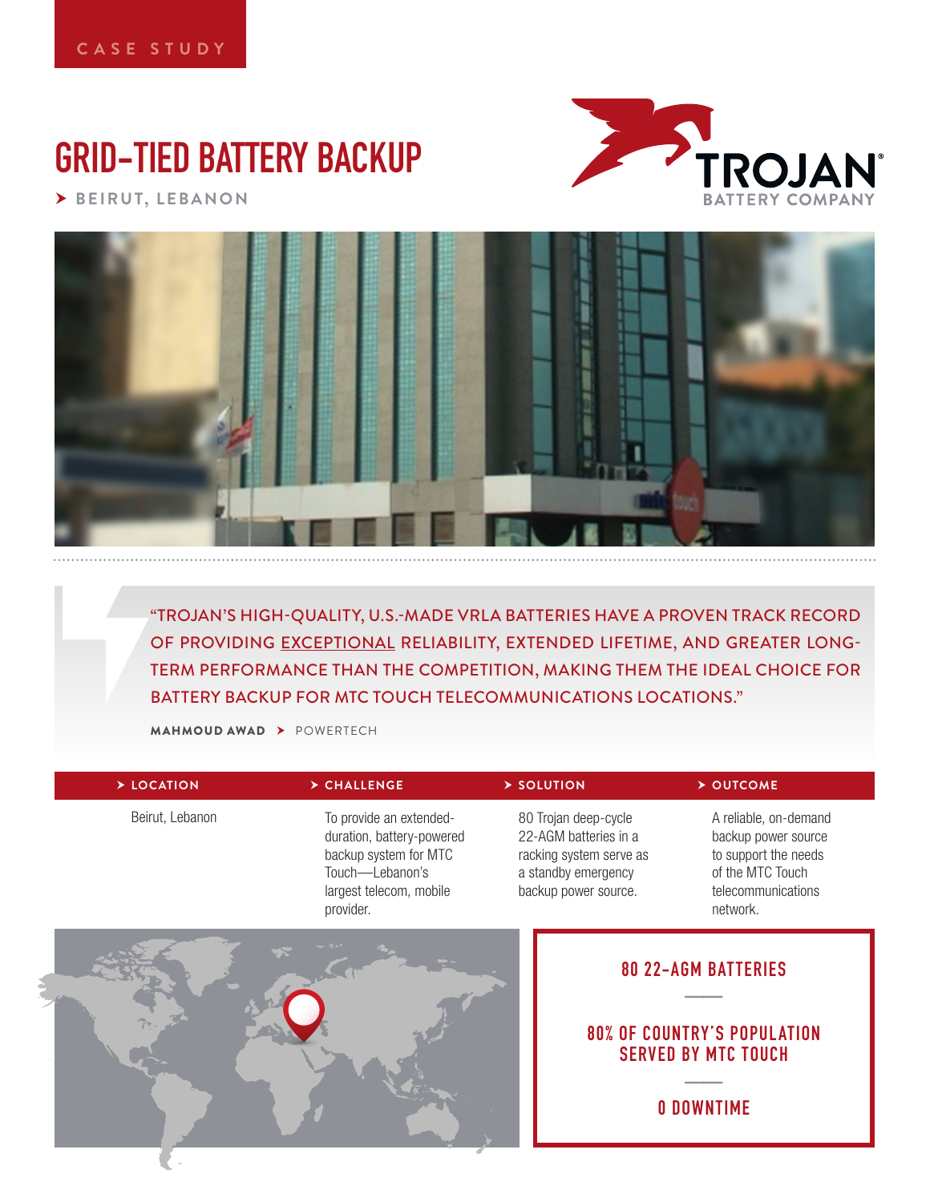CASE STUDY

# GRID-TIED BATTERY BACKUP

**BEIRUT, LEBANON**

TROJAN BATTERY COMPANY

"TROJAN'S HIGH-QUALITY, U.S.-MADE VRLA BATTERIES HAVE A PROVEN TRACK RECORD OF PROVIDING EXCEPTIONAL RELIABILITY, EXTENDED LIFETIME, AND GREATER LONG-TERM PERFORMANCE THAN THE COMPETITION, MAKING THEM THE IDEAL CHOICE FOR BATTERY BACKUP FOR MTC TOUCH TELECOMMUNICATIONS LOCATIONS."

**MAHMOUD AWAD** › POWERTECH

| LOCATION | CHALLENGE | SOLUTION | OUTCOME |
|---|---|---|---|
| Beirut, Lebanon | To provide an extended-duration, battery-powered backup system for MTC Touch—Lebanon's largest telecom, mobile provider. | 80 Trojan deep-cycle 22-AGM batteries in a racking system serve as a standby emergency backup power source. | A reliable, on-demand backup power source to support the needs of the MTC Touch telecommunications network. |

**80 22-AGM BATTERIES**

**80% OF COUNTRY'S POPULATION SERVED BY MTC TOUCH**

**0 DOWNTIME**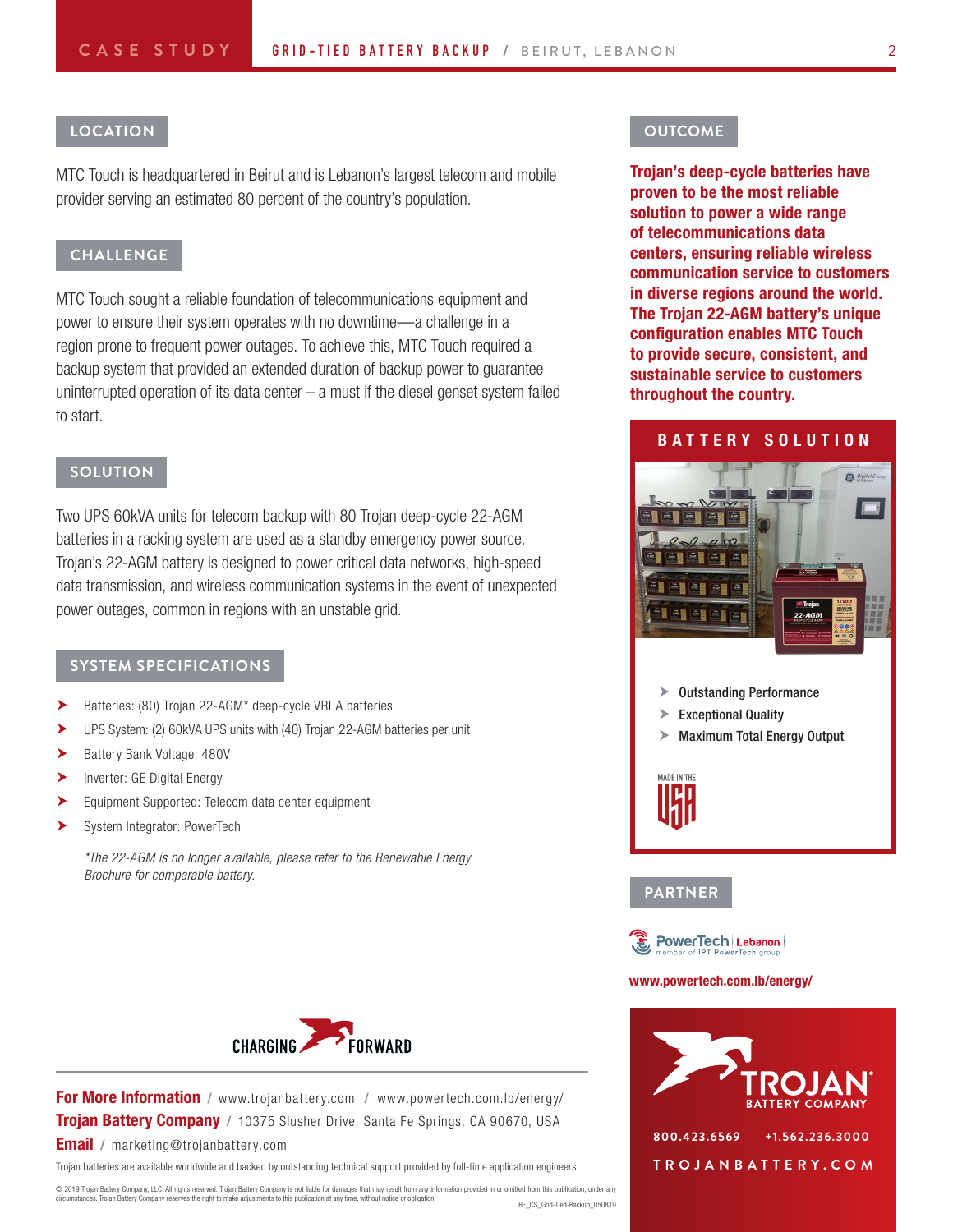## LOCATION

MTC Touch is headquartered in Beirut and is Lebanon's largest telecom and mobile provider serving an estimated 80 percent of the country's population.

## CHALLENGE

MTC Touch sought a reliable foundation of telecommunications equipment and power to ensure their system operates with no downtime—a challenge in a region prone to frequent power outages. To achieve this, MTC Touch required a backup system that provided an extended duration of backup power to guarantee uninterrupted operation of its data center – a must if the diesel genset system failed to start.

## SOLUTION

Two UPS 60kVA units for telecom backup with 80 Trojan deep-cycle 22-AGM batteries in a racking system are used as a standby emergency power source. Trojan's 22-AGM battery is designed to power critical data networks, high-speed data transmission, and wireless communication systems in the event of unexpected power outages, common in regions with an unstable grid.

## SYSTEM SPECIFICATIONS

- Batteries: (80) Trojan 22-AGM* deep-cycle VRLA batteries
- UPS System: (2) 60kVA UPS units with (40) Trojan 22-AGM batteries per unit
- Battery Bank Voltage: 480V
- Inverter: GE Digital Energy
- Equipment Supported: Telecom data center equipment
- System Integrator: PowerTech

*\*The 22-AGM is no longer available, please refer to the Renewable Energy Brochure for comparable battery.*

## OUTCOME

**Trojan's deep-cycle batteries have proven to be the most reliable solution to power a wide range of telecommunications data centers, ensuring reliable wireless communication service to customers in diverse regions around the world. The Trojan 22-AGM battery's unique configuration enables MTC Touch to provide secure, consistent, and sustainable service to customers throughout the country.**

## BATTERY SOLUTION

- Outstanding Performance
- Exceptional Quality
- Maximum Total Energy Output

MADE IN THE USA

## PARTNER

PowerTech | Lebanon
member of IPT PowerTech group

www.powertech.com.lb/energy/

CHARGING FORWARD

**For More Information** / www.trojanbattery.com / www.powertech.com.lb/energy/
**Trojan Battery Company** / 10375 Slusher Drive, Santa Fe Springs, CA 90670, USA
**Email** / marketing@trojanbattery.com

Trojan batteries are available worldwide and backed by outstanding technical support provided by full-time application engineers.

© 2019 Trojan Battery Company, LLC. All rights reserved. Trojan Battery Company is not liable for damages that may result from any information provided in or omitted from this publication, under any circumstances. Trojan Battery Company reserves the right to make adjustments to this publication at any time, without notice or obligation.

RE_CS_Grid-Tied-Backup_050819

TROJAN BATTERY COMPANY

800.423.6569 +1.562.236.3000

TROJANBATTERY.COM